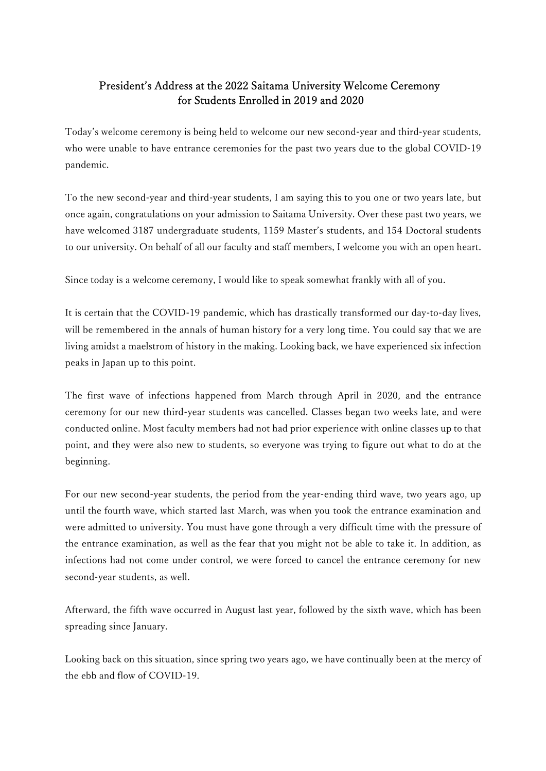# President's Address at the 2022 Saitama University Welcome Ceremony for Students Enrolled in 2019 and 2020

Today's welcome ceremony is being held to welcome our new second-year and third-year students, who were unable to have entrance ceremonies for the past two years due to the global COVID-19 pandemic.

To the new second-year and third-year students, I am saying this to you one or two years late, but once again, congratulations on your admission to Saitama University. Over these past two years, we have welcomed 3187 undergraduate students, 1159 Master's students, and 154 Doctoral students to our university. On behalf of all our faculty and staff members, I welcome you with an open heart.

Since today is a welcome ceremony, I would like to speak somewhat frankly with all of you.

It is certain that the COVID-19 pandemic, which has drastically transformed our day-to-day lives, will be remembered in the annals of human history for a very long time. You could say that we are living amidst a maelstrom of history in the making. Looking back, we have experienced six infection peaks in Japan up to this point.

The first wave of infections happened from March through April in 2020, and the entrance ceremony for our new third-year students was cancelled. Classes began two weeks late, and were conducted online. Most faculty members had not had prior experience with online classes up to that point, and they were also new to students, so everyone was trying to figure out what to do at the beginning.

For our new second-year students, the period from the year-ending third wave, two years ago, up until the fourth wave, which started last March, was when you took the entrance examination and were admitted to university. You must have gone through a very difficult time with the pressure of the entrance examination, as well as the fear that you might not be able to take it. In addition, as infections had not come under control, we were forced to cancel the entrance ceremony for new second-year students, as well.

Afterward, the fifth wave occurred in August last year, followed by the sixth wave, which has been spreading since January.

Looking back on this situation, since spring two years ago, we have continually been at the mercy of the ebb and flow of COVID-19.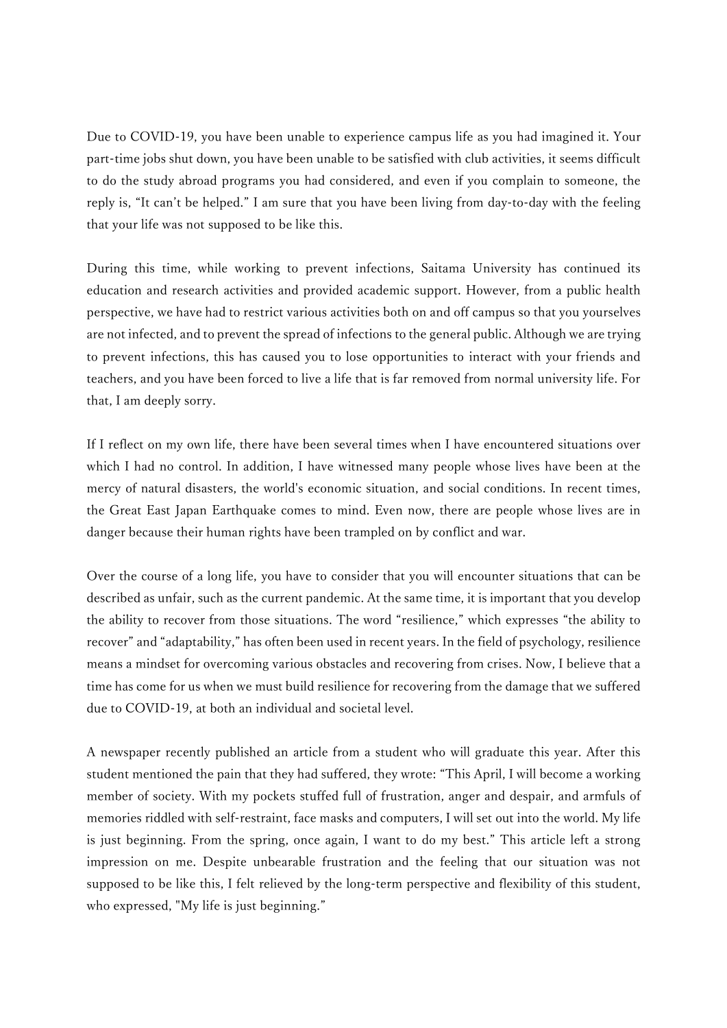Due to COVID-19, you have been unable to experience campus life as you had imagined it. Your part-time jobs shut down, you have been unable to be satisfied with club activities, it seems difficult to do the study abroad programs you had considered, and even if you complain to someone, the reply is, “It can’t be helped.” I am sure that you have been living from day-to-day with the feeling that your life was not supposed to be like this.

During this time, while working to prevent infections, Saitama University has continued its education and research activities and provided academic support. However, from a public health perspective, we have had to restrict various activities both on and off campus so that you yourselves are not infected, and to prevent the spread of infections to the general public. Although we are trying to prevent infections, this has caused you to lose opportunities to interact with your friends and teachers, and you have been forced to live a life that is far removed from normal university life. For that, I am deeply sorry.

If I reflect on my own life, there have been several times when I have encountered situations over which I had no control. In addition, I have witnessed many people whose lives have been at the mercy of natural disasters, the world's economic situation, and social conditions. In recent times, the Great East Japan Earthquake comes to mind. Even now, there are people whose lives are in danger because their human rights have been trampled on by conflict and war.

Over the course of a long life, you have to consider that you will encounter situations that can be described as unfair, such as the current pandemic. At the same time, it is important that you develop the ability to recover from those situations. The word “resilience,” which expresses “the ability to recover” and “adaptability,” has often been used in recent years. In the field of psychology, resilience means a mindset for overcoming various obstacles and recovering from crises. Now, I believe that a time has come for us when we must build resilience for recovering from the damage that we suffered due to COVID-19, at both an individual and societal level.

A newspaper recently published an article from a student who will graduate this year. After this student mentioned the pain that they had suffered, they wrote: “This April, I will become a working member of society. With my pockets stuffed full of frustration, anger and despair, and armfuls of memories riddled with self-restraint, face masks and computers, I will set out into the world. My life is just beginning. From the spring, once again, I want to do my best.” This article left a strong impression on me. Despite unbearable frustration and the feeling that our situation was not supposed to be like this, I felt relieved by the long-term perspective and flexibility of this student, who expressed, "My life is just beginning.”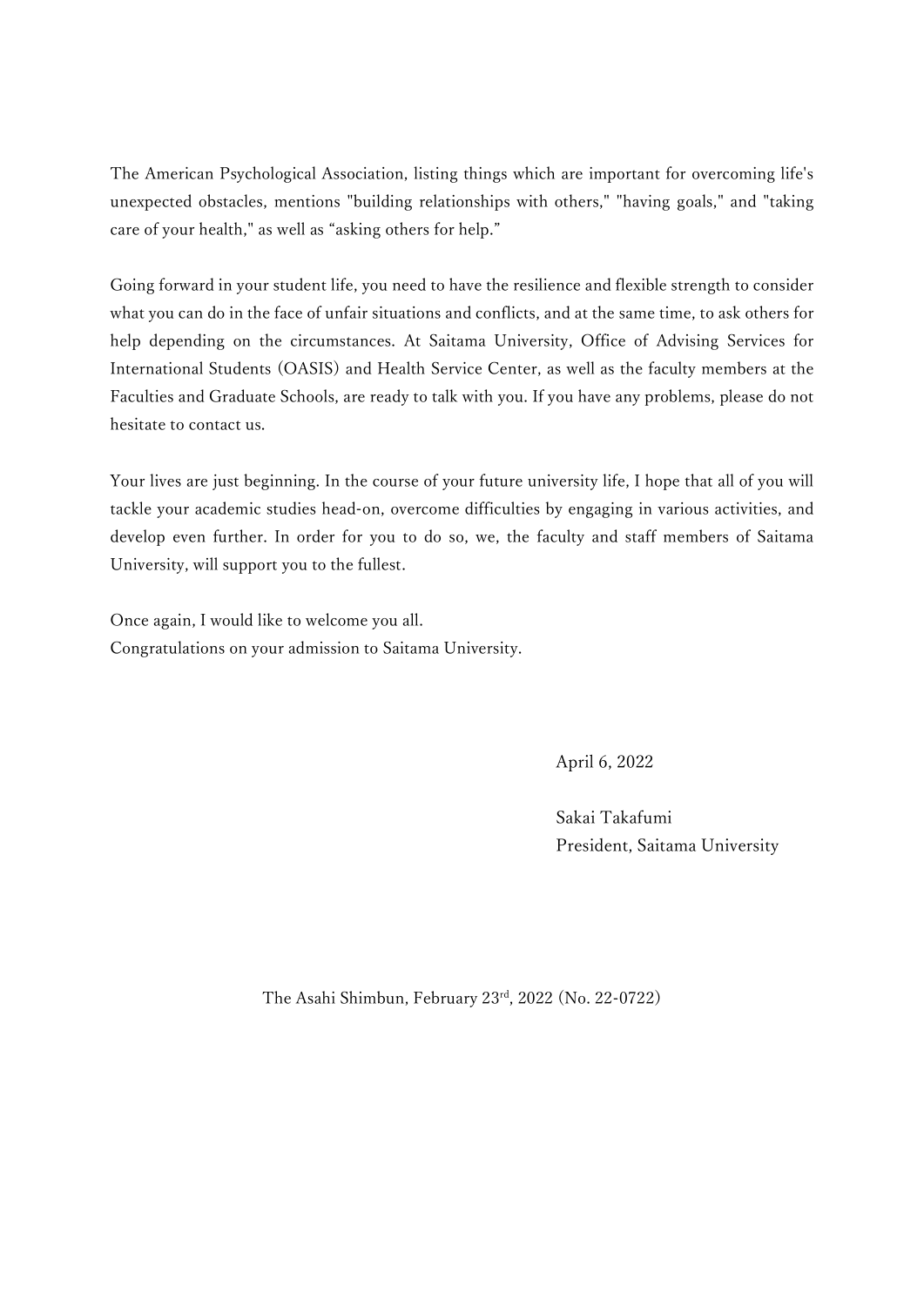The American Psychological Association, listing things which are important for overcoming life's unexpected obstacles, mentions "building relationships with others," "having goals," and "taking care of your health," as well as "asking others for help."

Going forward in your student life, you need to have the resilience and flexible strength to consider what you can do in the face of unfair situations and conflicts, and at the same time, to ask others for help depending on the circumstances. At Saitama University, Office of Advising Services for International Students (OASIS) and Health Service Center, as well as the faculty members at the Faculties and Graduate Schools, are ready to talk with you. If you have any problems, please do not hesitate to contact us.

Your lives are just beginning. In the course of your future university life, I hope that all of you will tackle your academic studies head-on, overcome difficulties by engaging in various activities, and develop even further. In order for you to do so, we, the faculty and staff members of Saitama University, will support you to the fullest.

Once again, I would like to welcome you all.
Congratulations on your admission to Saitama University.

April 6, 2022

Sakai Takafumi
President, Saitama University

The Asahi Shimbun, February 23rd, 2022 (No. 22-0722)